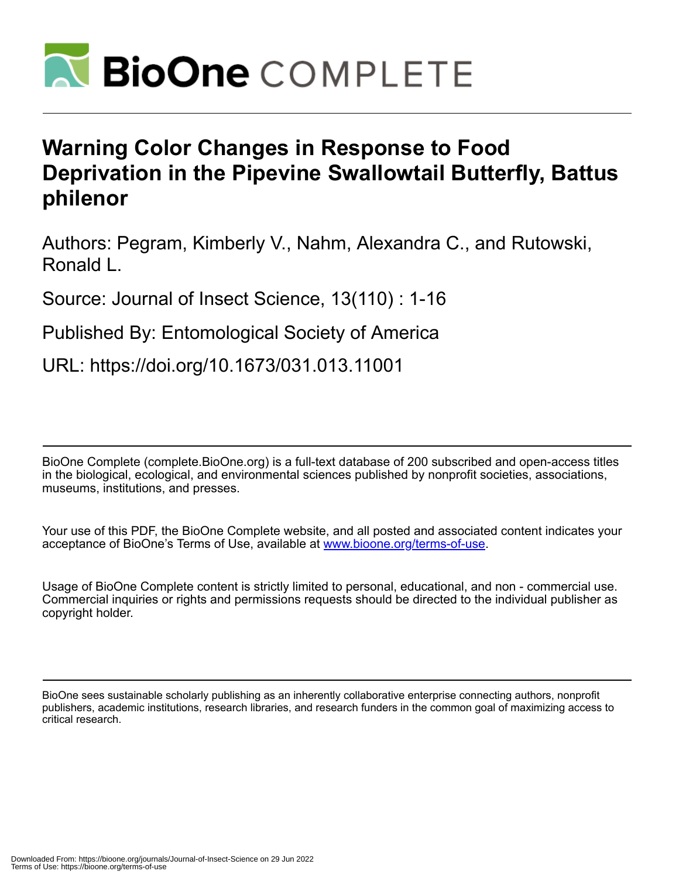# Warning Color Changes in Response to Food Deprivation in the Pipevine Swallowtail Butterfly, Battus philenor

Authors: Pegram, Kimberly V., Nahm, Alexandra C., and Rutowski, Ronald L.

Source: Journal of Insect Science, 13(110) : 1-16

Published By: Entomological Society of America

URL: https://doi.org/10.1673/031.013.11001

BioOne Complete (complete.BioOne.org) is a full-text database of 200 subscribed and open-access titles in the biological, ecological, and environmental sciences published by nonprofit societies, associations, museums, institutions, and presses.

Your use of this PDF, the BioOne Complete website, and all posted and associated content indicates your acceptance of BioOne's Terms of Use, available at www.bioone.org/terms-of-use.

Usage of BioOne Complete content is strictly limited to personal, educational, and non - commercial use. Commercial inquiries or rights and permissions requests should be directed to the individual publisher as copyright holder.

BioOne sees sustainable scholarly publishing as an inherently collaborative enterprise connecting authors, nonprofit publishers, academic institutions, research libraries, and research funders in the common goal of maximizing access to critical research.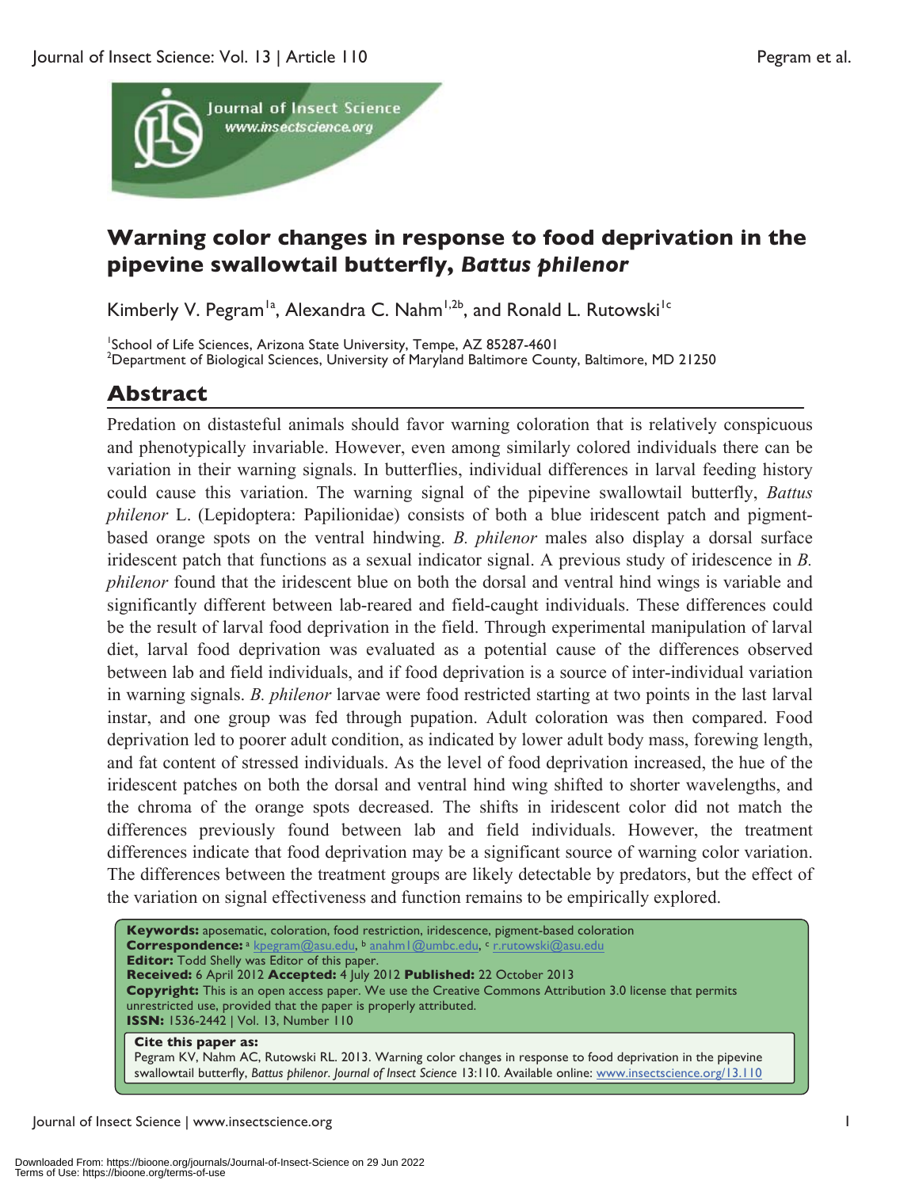# Warning color changes in response to food deprivation in the pipevine swallowtail butterfly, *Battus philenor*

Kimberly V. Pegram[1a], Alexandra C. Nahm[1,2b], and Ronald L. Rutowski[1c]

[1]School of Life Sciences, Arizona State University, Tempe, AZ 85287-4601
[2]Department of Biological Sciences, University of Maryland Baltimore County, Baltimore, MD 21250

## Abstract

Predation on distasteful animals should favor warning coloration that is relatively conspicuous and phenotypically invariable. However, even among similarly colored individuals there can be variation in their warning signals. In butterflies, individual differences in larval feeding history could cause this variation. The warning signal of the pipevine swallowtail butterfly, *Battus philenor* L. (Lepidoptera: Papilionidae) consists of both a blue iridescent patch and pigment-based orange spots on the ventral hindwing. *B. philenor* males also display a dorsal surface iridescent patch that functions as a sexual indicator signal. A previous study of iridescence in *B. philenor* found that the iridescent blue on both the dorsal and ventral hind wings is variable and significantly different between lab-reared and field-caught individuals. These differences could be the result of larval food deprivation in the field. Through experimental manipulation of larval diet, larval food deprivation was evaluated as a potential cause of the differences observed between lab and field individuals, and if food deprivation is a source of inter-individual variation in warning signals. *B. philenor* larvae were food restricted starting at two points in the last larval instar, and one group was fed through pupation. Adult coloration was then compared. Food deprivation led to poorer adult condition, as indicated by lower adult body mass, forewing length, and fat content of stressed individuals. As the level of food deprivation increased, the hue of the iridescent patches on both the dorsal and ventral hind wing shifted to shorter wavelengths, and the chroma of the orange spots decreased. The shifts in iridescent color did not match the differences previously found between lab and field individuals. However, the treatment differences indicate that food deprivation may be a significant source of warning color variation. The differences between the treatment groups are likely detectable by predators, but the effect of the variation on signal effectiveness and function remains to be empirically explored.

**Keywords:** aposematic, coloration, food restriction, iridescence, pigment-based coloration
**Correspondence:** [a] kpegram@asu.edu, [b] anahm1@umbc.edu, [c] r.rutowski@asu.edu
**Editor:** Todd Shelly was Editor of this paper.
**Received:** 6 April 2012 **Accepted:** 4 July 2012 **Published:** 22 October 2013
**Copyright:** This is an open access paper. We use the Creative Commons Attribution 3.0 license that permits unrestricted use, provided that the paper is properly attributed.
**ISSN:** 1536-2442 | Vol. 13, Number 110

**Cite this paper as:**
Pegram KV, Nahm AC, Rutowski RL. 2013. Warning color changes in response to food deprivation in the pipevine swallowtail butterfly, *Battus philenor*. *Journal of Insect Science* 13:110. Available online: www.insectscience.org/13.110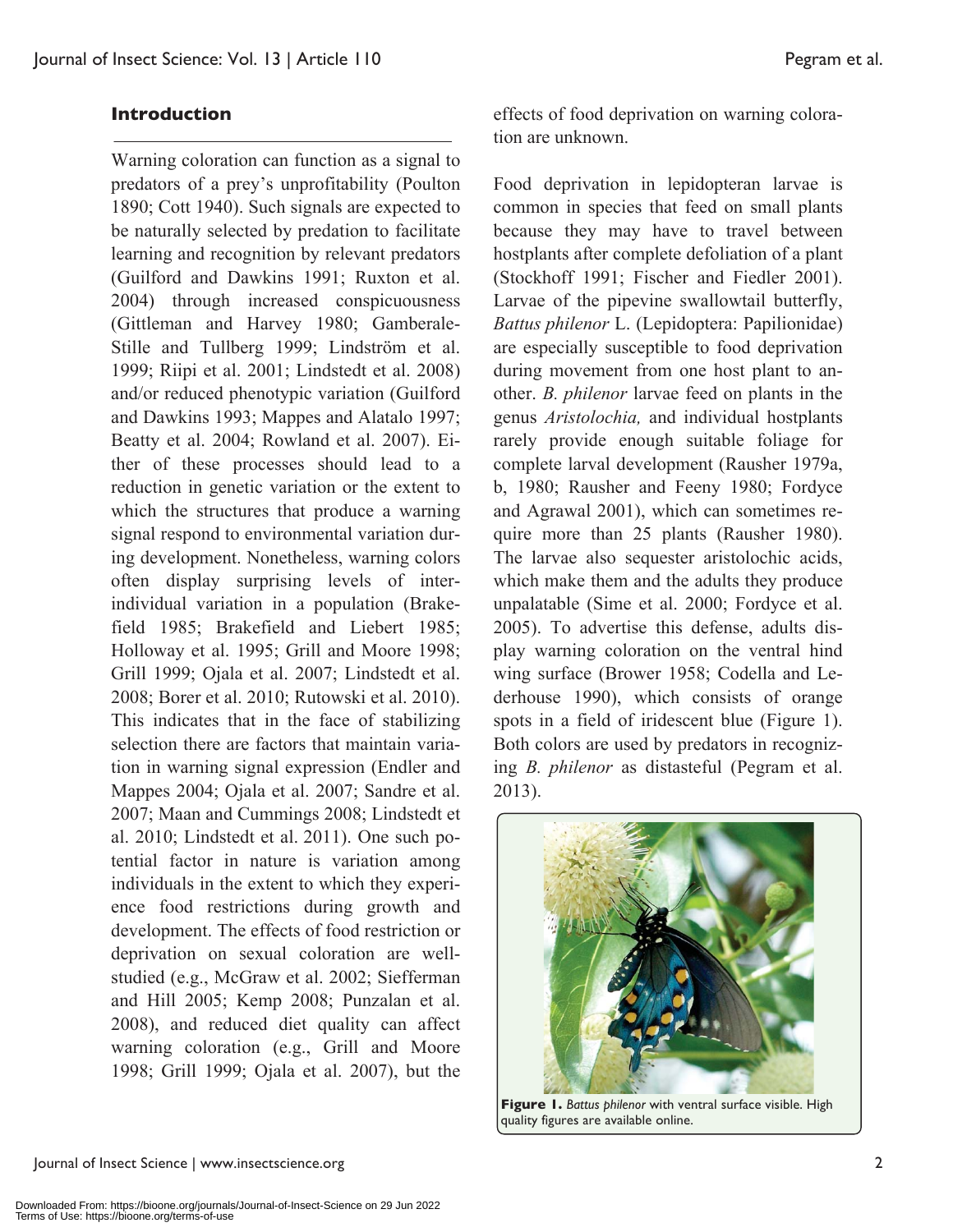## Introduction

Warning coloration can function as a signal to predators of a prey's unprofitability (Poulton 1890; Cott 1940). Such signals are expected to be naturally selected by predation to facilitate learning and recognition by relevant predators (Guilford and Dawkins 1991; Ruxton et al. 2004) through increased conspicuousness (Gittleman and Harvey 1980; Gamberale-Stille and Tullberg 1999; Lindström et al. 1999; Riipi et al. 2001; Lindstedt et al. 2008) and/or reduced phenotypic variation (Guilford and Dawkins 1993; Mappes and Alatalo 1997; Beatty et al. 2004; Rowland et al. 2007). Either of these processes should lead to a reduction in genetic variation or the extent to which the structures that produce a warning signal respond to environmental variation during development. Nonetheless, warning colors often display surprising levels of inter-individual variation in a population (Brakefield 1985; Brakefield and Liebert 1985; Holloway et al. 1995; Grill and Moore 1998; Grill 1999; Ojala et al. 2007; Lindstedt et al. 2008; Borer et al. 2010; Rutowski et al. 2010). This indicates that in the face of stabilizing selection there are factors that maintain variation in warning signal expression (Endler and Mappes 2004; Ojala et al. 2007; Sandre et al. 2007; Maan and Cummings 2008; Lindstedt et al. 2010; Lindstedt et al. 2011). One such potential factor in nature is variation among individuals in the extent to which they experience food restrictions during growth and development. The effects of food restriction or deprivation on sexual coloration are well-studied (e.g., McGraw et al. 2002; Siefferman and Hill 2005; Kemp 2008; Punzalan et al. 2008), and reduced diet quality can affect warning coloration (e.g., Grill and Moore 1998; Grill 1999; Ojala et al. 2007), but the effects of food deprivation on warning coloration are unknown.

Food deprivation in lepidopteran larvae is common in species that feed on small plants because they may have to travel between hostplants after complete defoliation of a plant (Stockhoff 1991; Fischer and Fiedler 2001). Larvae of the pipevine swallowtail butterfly, *Battus philenor* L. (Lepidoptera: Papilionidae) are especially susceptible to food deprivation during movement from one host plant to another. *B. philenor* larvae feed on plants in the genus *Aristolochia,* and individual hostplants rarely provide enough suitable foliage for complete larval development (Rausher 1979a, b, 1980; Rausher and Feeny 1980; Fordyce and Agrawal 2001), which can sometimes require more than 25 plants (Rausher 1980). The larvae also sequester aristolochic acids, which make them and the adults they produce unpalatable (Sime et al. 2000; Fordyce et al. 2005). To advertise this defense, adults display warning coloration on the ventral hind wing surface (Brower 1958; Codella and Lederhouse 1990), which consists of orange spots in a field of iridescent blue (Figure 1). Both colors are used by predators in recognizing *B. philenor* as distasteful (Pegram et al. 2013).

**Figure 1.** *Battus philenor* with ventral surface visible. High quality figures are available online.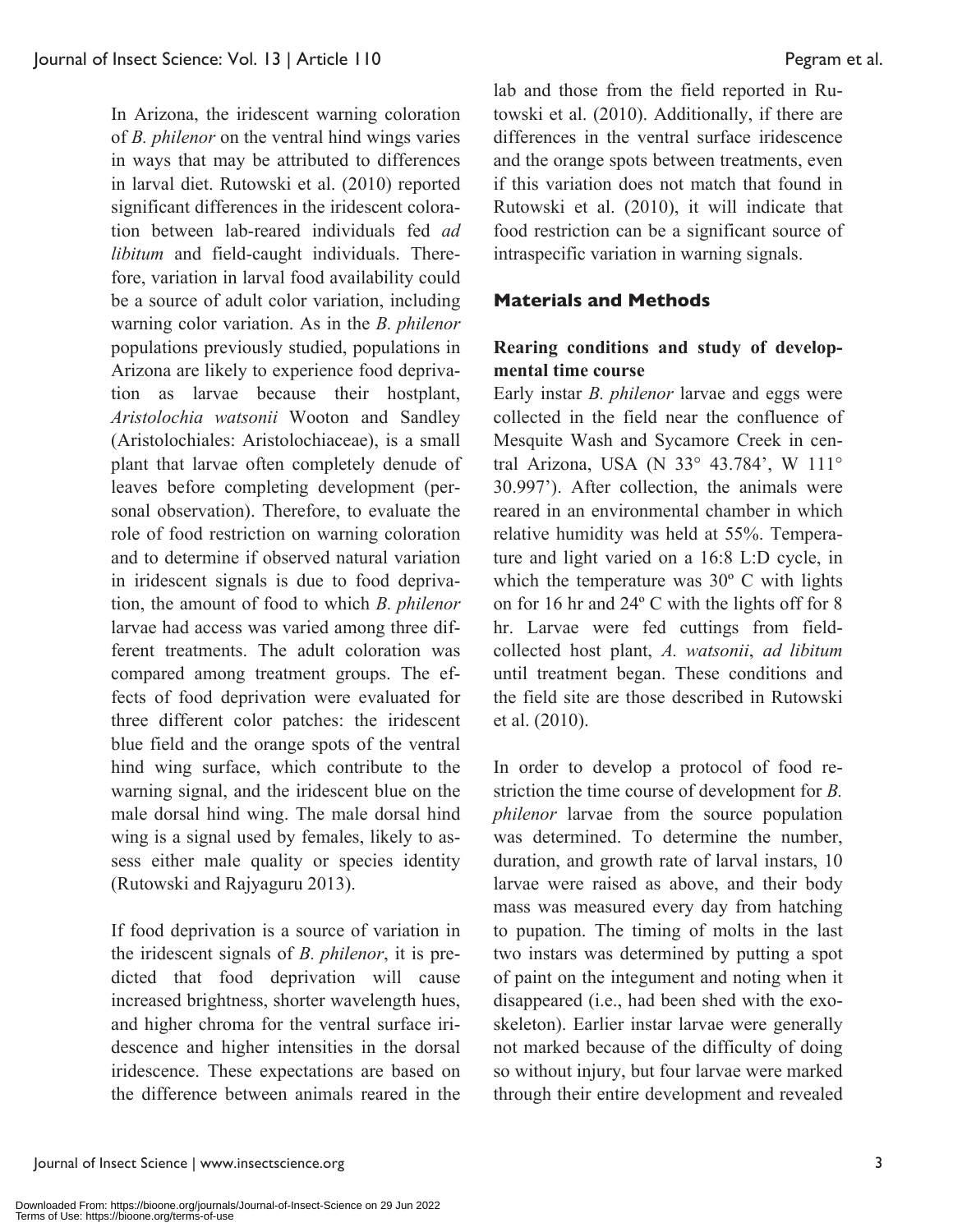In Arizona, the iridescent warning coloration of *B. philenor* on the ventral hind wings varies in ways that may be attributed to differences in larval diet. Rutowski et al. (2010) reported significant differences in the iridescent coloration between lab-reared individuals fed *ad libitum* and field-caught individuals. Therefore, variation in larval food availability could be a source of adult color variation, including warning color variation. As in the *B. philenor* populations previously studied, populations in Arizona are likely to experience food deprivation as larvae because their hostplant, *Aristolochia watsonii* Wooton and Sandley (Aristolochiales: Aristolochiaceae), is a small plant that larvae often completely denude of leaves before completing development (personal observation). Therefore, to evaluate the role of food restriction on warning coloration and to determine if observed natural variation in iridescent signals is due to food deprivation, the amount of food to which *B. philenor* larvae had access was varied among three different treatments. The adult coloration was compared among treatment groups. The effects of food deprivation were evaluated for three different color patches: the iridescent blue field and the orange spots of the ventral hind wing surface, which contribute to the warning signal, and the iridescent blue on the male dorsal hind wing. The male dorsal hind wing is a signal used by females, likely to assess either male quality or species identity (Rutowski and Rajyaguru 2013).

If food deprivation is a source of variation in the iridescent signals of *B. philenor*, it is predicted that food deprivation will cause increased brightness, shorter wavelength hues, and higher chroma for the ventral surface iridescence and higher intensities in the dorsal iridescence. These expectations are based on the difference between animals reared in the lab and those from the field reported in Rutowski et al. (2010). Additionally, if there are differences in the ventral surface iridescence and the orange spots between treatments, even if this variation does not match that found in Rutowski et al. (2010), it will indicate that food restriction can be a significant source of intraspecific variation in warning signals.

## Materials and Methods

### Rearing conditions and study of developmental time course

Early instar *B. philenor* larvae and eggs were collected in the field near the confluence of Mesquite Wash and Sycamore Creek in central Arizona, USA (N 33° 43.784', W 111° 30.997'). After collection, the animals were reared in an environmental chamber in which relative humidity was held at 55%. Temperature and light varied on a 16:8 L:D cycle, in which the temperature was 30º C with lights on for 16 hr and 24º C with the lights off for 8 hr. Larvae were fed cuttings from field-collected host plant, *A. watsonii*, *ad libitum* until treatment began. These conditions and the field site are those described in Rutowski et al. (2010).

In order to develop a protocol of food restriction the time course of development for *B. philenor* larvae from the source population was determined. To determine the number, duration, and growth rate of larval instars, 10 larvae were raised as above, and their body mass was measured every day from hatching to pupation. The timing of molts in the last two instars was determined by putting a spot of paint on the integument and noting when it disappeared (i.e., had been shed with the exoskeleton). Earlier instar larvae were generally not marked because of the difficulty of doing so without injury, but four larvae were marked through their entire development and revealed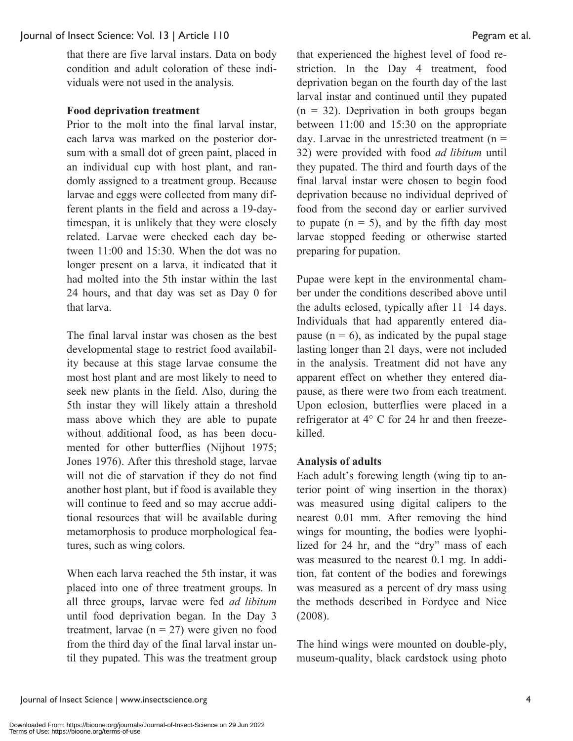that there are five larval instars. Data on body condition and adult coloration of these individuals were not used in the analysis.

**Food deprivation treatment**

Prior to the molt into the final larval instar, each larva was marked on the posterior dorsum with a small dot of green paint, placed in an individual cup with host plant, and randomly assigned to a treatment group. Because larvae and eggs were collected from many different plants in the field and across a 19-day-timespan, it is unlikely that they were closely related. Larvae were checked each day between 11:00 and 15:30. When the dot was no longer present on a larva, it indicated that it had molted into the 5th instar within the last 24 hours, and that day was set as Day 0 for that larva.

The final larval instar was chosen as the best developmental stage to restrict food availability because at this stage larvae consume the most host plant and are most likely to need to seek new plants in the field. Also, during the 5th instar they will likely attain a threshold mass above which they are able to pupate without additional food, as has been documented for other butterflies (Nijhout 1975; Jones 1976). After this threshold stage, larvae will not die of starvation if they do not find another host plant, but if food is available they will continue to feed and so may accrue additional resources that will be available during metamorphosis to produce morphological features, such as wing colors.

When each larva reached the 5th instar, it was placed into one of three treatment groups. In all three groups, larvae were fed *ad libitum* until food deprivation began. In the Day 3 treatment, larvae (n = 27) were given no food from the third day of the final larval instar until they pupated. This was the treatment group that experienced the highest level of food restriction. In the Day 4 treatment, food deprivation began on the fourth day of the last larval instar and continued until they pupated (n = 32). Deprivation in both groups began between 11:00 and 15:30 on the appropriate day. Larvae in the unrestricted treatment (n = 32) were provided with food *ad libitum* until they pupated. The third and fourth days of the final larval instar were chosen to begin food deprivation because no individual deprived of food from the second day or earlier survived to pupate (n = 5), and by the fifth day most larvae stopped feeding or otherwise started preparing for pupation.

Pupae were kept in the environmental chamber under the conditions described above until the adults eclosed, typically after 11–14 days. Individuals that had apparently entered diapause (n = 6), as indicated by the pupal stage lasting longer than 21 days, were not included in the analysis. Treatment did not have any apparent effect on whether they entered diapause, as there were two from each treatment. Upon eclosion, butterflies were placed in a refrigerator at 4° C for 24 hr and then freeze-killed.

**Analysis of adults**

Each adult's forewing length (wing tip to anterior point of wing insertion in the thorax) was measured using digital calipers to the nearest 0.01 mm. After removing the hind wings for mounting, the bodies were lyophilized for 24 hr, and the "dry" mass of each was measured to the nearest 0.1 mg. In addition, fat content of the bodies and forewings was measured as a percent of dry mass using the methods described in Fordyce and Nice (2008).

The hind wings were mounted on double-ply, museum-quality, black cardstock using photo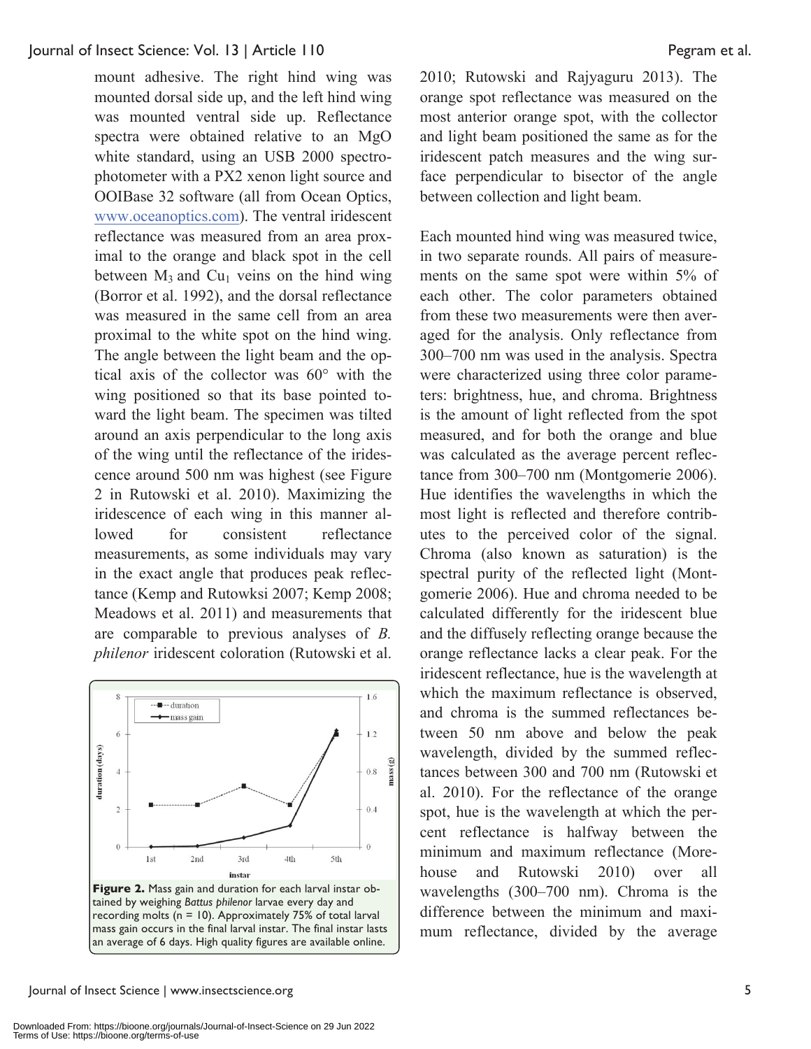mount adhesive. The right hind wing was mounted dorsal side up, and the left hind wing was mounted ventral side up. Reflectance spectra were obtained relative to an MgO white standard, using an USB 2000 spectrophotometer with a PX2 xenon light source and OOIBase 32 software (all from Ocean Optics, www.oceanoptics.com). The ventral iridescent reflectance was measured from an area proximal to the orange and black spot in the cell between $M_3$ and $Cu_1$ veins on the hind wing (Borror et al. 1992), and the dorsal reflectance was measured in the same cell from an area proximal to the white spot on the hind wing. The angle between the light beam and the optical axis of the collector was 60° with the wing positioned so that its base pointed toward the light beam. The specimen was tilted around an axis perpendicular to the long axis of the wing until the reflectance of the iridescence around 500 nm was highest (see Figure 2 in Rutowski et al. 2010). Maximizing the iridescence of each wing in this manner allowed for consistent reflectance measurements, as some individuals may vary in the exact angle that produces peak reflectance (Kemp and Rutowksi 2007; Kemp 2008; Meadows et al. 2011) and measurements that are comparable to previous analyses of *B. philenor* iridescent coloration (Rutowski et al. 2010; Rutowski and Rajyaguru 2013). The orange spot reflectance was measured on the most anterior orange spot, with the collector and light beam positioned the same as for the iridescent patch measures and the wing surface perpendicular to bisector of the angle between collection and light beam.

**Figure 2.** Mass gain and duration for each larval instar obtained by weighing *Battus philenor* larvae every day and recording molts (n = 10). Approximately 75% of total larval mass gain occurs in the final larval instar. The final instar lasts an average of 6 days. High quality figures are available online.

Each mounted hind wing was measured twice, in two separate rounds. All pairs of measurements on the same spot were within 5% of each other. The color parameters obtained from these two measurements were then averaged for the analysis. Only reflectance from 300–700 nm was used in the analysis. Spectra were characterized using three color parameters: brightness, hue, and chroma. Brightness is the amount of light reflected from the spot measured, and for both the orange and blue was calculated as the average percent reflectance from 300–700 nm (Montgomerie 2006). Hue identifies the wavelengths in which the most light is reflected and therefore contributes to the perceived color of the signal. Chroma (also known as saturation) is the spectral purity of the reflected light (Montgomerie 2006). Hue and chroma needed to be calculated differently for the iridescent blue and the diffusely reflecting orange because the orange reflectance lacks a clear peak. For the iridescent reflectance, hue is the wavelength at which the maximum reflectance is observed, and chroma is the summed reflectances between 50 nm above and below the peak wavelength, divided by the summed reflectances between 300 and 700 nm (Rutowski et al. 2010). For the reflectance of the orange spot, hue is the wavelength at which the percent reflectance is halfway between the minimum and maximum reflectance (Morehouse and Rutowski 2010) over all wavelengths (300–700 nm). Chroma is the difference between the minimum and maximum reflectance, divided by the average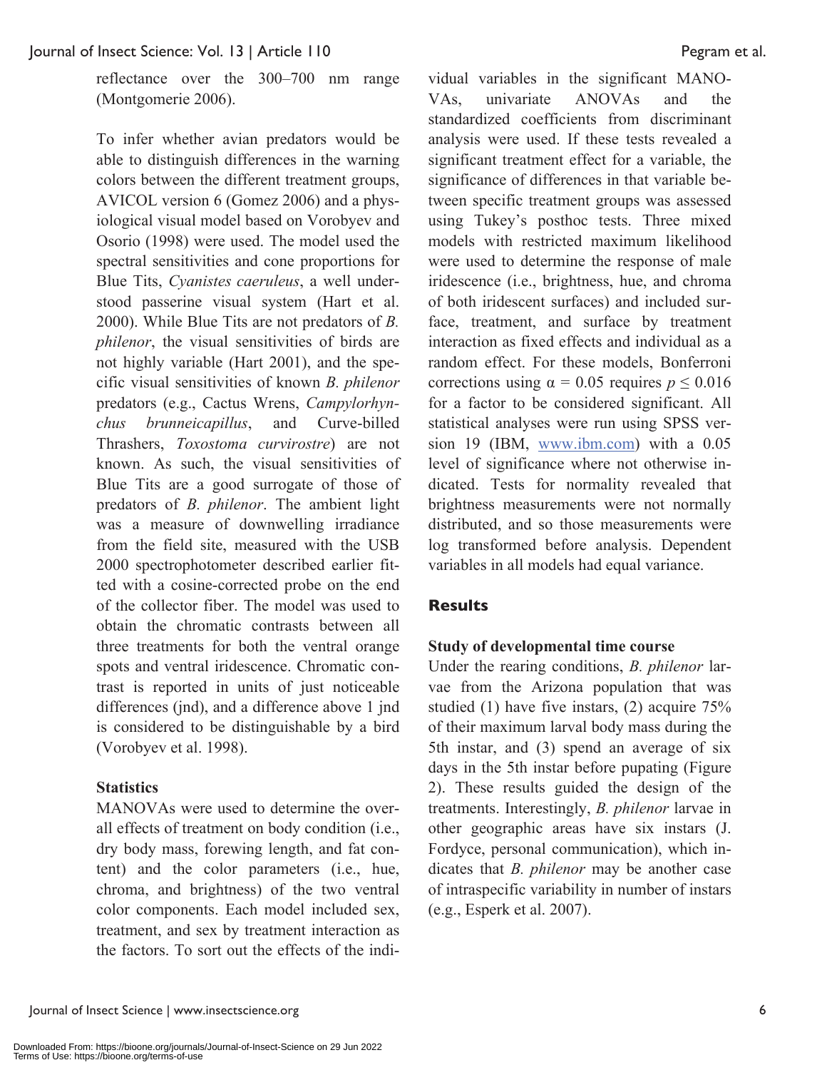reflectance over the 300–700 nm range (Montgomerie 2006).

To infer whether avian predators would be able to distinguish differences in the warning colors between the different treatment groups, AVICOL version 6 (Gomez 2006) and a physiological visual model based on Vorobyev and Osorio (1998) were used. The model used the spectral sensitivities and cone proportions for Blue Tits, *Cyanistes caeruleus*, a well understood passerine visual system (Hart et al. 2000). While Blue Tits are not predators of *B. philenor*, the visual sensitivities of birds are not highly variable (Hart 2001), and the specific visual sensitivities of known *B. philenor* predators (e.g., Cactus Wrens, *Campylorhynchus brunneicapillus*, and Curve-billed Thrashers, *Toxostoma curvirostre*) are not known. As such, the visual sensitivities of Blue Tits are a good surrogate of those of predators of *B. philenor*. The ambient light was a measure of downwelling irradiance from the field site, measured with the USB 2000 spectrophotometer described earlier fitted with a cosine-corrected probe on the end of the collector fiber. The model was used to obtain the chromatic contrasts between all three treatments for both the ventral orange spots and ventral iridescence. Chromatic contrast is reported in units of just noticeable differences (jnd), and a difference above 1 jnd is considered to be distinguishable by a bird (Vorobyev et al. 1998).

### Statistics

MANOVAs were used to determine the overall effects of treatment on body condition (i.e., dry body mass, forewing length, and fat content) and the color parameters (i.e., hue, chroma, and brightness) of the two ventral color components. Each model included sex, treatment, and sex by treatment interaction as the factors. To sort out the effects of the individual variables in the significant MANOVAs, univariate ANOVAs and the standardized coefficients from discriminant analysis were used. If these tests revealed a significant treatment effect for a variable, the significance of differences in that variable between specific treatment groups was assessed using Tukey's posthoc tests. Three mixed models with restricted maximum likelihood were used to determine the response of male iridescence (i.e., brightness, hue, and chroma of both iridescent surfaces) and included surface, treatment, and surface by treatment interaction as fixed effects and individual as a random effect. For these models, Bonferroni corrections using $\alpha = 0.05$ requires $p \leq 0.016$ for a factor to be considered significant. All statistical analyses were run using SPSS version 19 (IBM, www.ibm.com) with a 0.05 level of significance where not otherwise indicated. Tests for normality revealed that brightness measurements were not normally distributed, and so those measurements were log transformed before analysis. Dependent variables in all models had equal variance.

## Results

### Study of developmental time course

Under the rearing conditions, *B. philenor* larvae from the Arizona population that was studied (1) have five instars, (2) acquire 75% of their maximum larval body mass during the 5th instar, and (3) spend an average of six days in the 5th instar before pupating (Figure 2). These results guided the design of the treatments. Interestingly, *B. philenor* larvae in other geographic areas have six instars (J. Fordyce, personal communication), which indicates that *B. philenor* may be another case of intraspecific variability in number of instars (e.g., Esperk et al. 2007).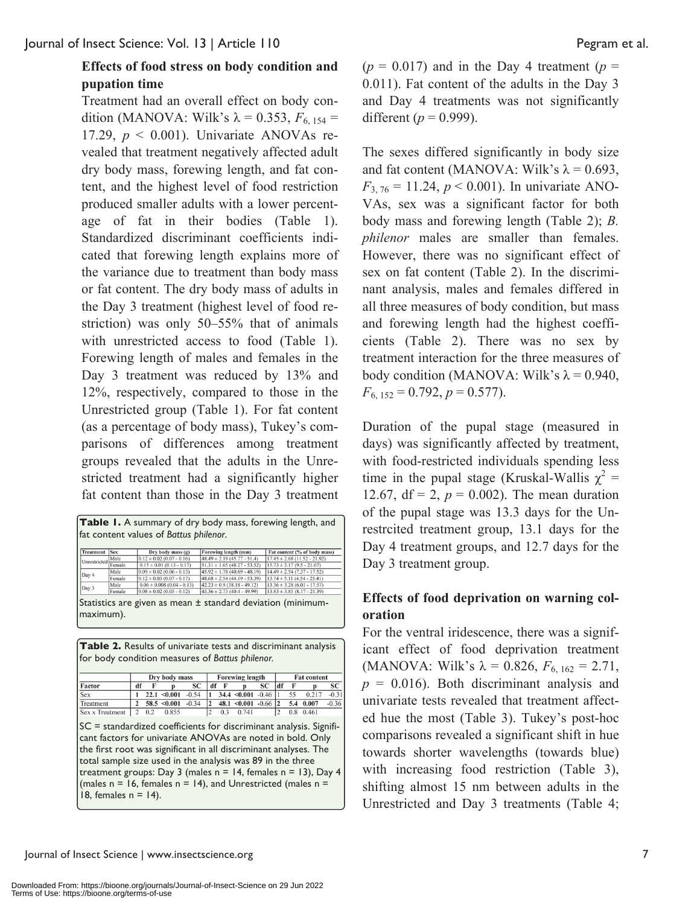### Effects of food stress on body condition and pupation time

Treatment had an overall effect on body condition (MANOVA: Wilk's $\lambda = 0.353$, $F_{6, 154} = 17.29$, $p < 0.001$). Univariate ANOVAs revealed that treatment negatively affected adult dry body mass, forewing length, and fat content, and the highest level of food restriction produced smaller adults with a lower percentage of fat in their bodies (Table 1). Standardized discriminant coefficients indicated that forewing length explains more of the variance due to treatment than body mass or fat content. The dry body mass of adults in the Day 3 treatment (highest level of food restriction) was only 50–55% that of animals with unrestricted access to food (Table 1). Forewing length of males and females in the Day 3 treatment was reduced by 13% and 12%, respectively, compared to those in the Unrestricted group (Table 1). For fat content (as a percentage of body mass), Tukey's comparisons of differences among treatment groups revealed that the adults in the Unrestricted treatment had a significantly higher fat content than those in the Day 3 treatment ($p = 0.017$) and in the Day 4 treatment ($p = 0.011$). Fat content of the adults in the Day 3 and Day 4 treatments was not significantly different ($p = 0.999$).

**Table 1.** A summary of dry body mass, forewing length, and fat content values of *Battus philenor*.

| Treatment | Sex | Dry body mass (g) | Forewing length (mm) | Fat content (% of body mass) |
|---|---|---|---|---|
| Unrestricted | Male | 0.12 ± 0.02 (0.07 - 0.16) | 48.49 ± 2.19 (45.77 - 51.4) | 17.45 ± 2.68 (11.52 - 21.92) |
| | Female | 0.15 ± 0.01 (0.13 - 0.17) | 51.31 ± 1.65 (48.27 - 53.52) | 15.73 ± 3.17 (9.5 - 21.07) |
| Day 4 | Male | 0.09 ± 0.02 (0.06 - 0.13) | 45.92 ± 1.78 (40.69 - 48.19) | 14.49 ± 2.54 (7.37 - 17.52) |
| | Female | 0.12 ± 0.03 (0.07 - 0.17) | 48.68 ± 2.54 (44.19 - 53.39) | 13.74 ± 5.11 (4.54 - 25.41) |
| Day 3 | Male | 0.06 ± 0.008 (0.04 - 0.13) | 42.23 ± 0.9 (38.18 - 49.12) | 13.36 ± 3.28 (6.01 - 17.57) |
| | Female | 0.08 ± 0.02 (0.05 - 0.12) | 45.36 ± 2.73 (40.4 - 49.99) | 13.83 ± 3.85 (8.17 - 21.39) |

Statistics are given as mean ± standard deviation (minimum-maximum).

**Table 2.** Results of univariate tests and discriminant analysis for body condition measures of *Battus philenor*.

| | Dry body mass | | | | Forewing length | | | | Fat content | | | |
|---|---|---|---|---|---|---|---|---|---|---|---|---|
| Factor | df | F | p | SC | df | F | p | SC | df | F | p | SC |
| Sex | 1 | **22.1** | **<0.001** | -0.54 | 1 | **34.4** | **<0.001** | -0.46 | 1 | 55 | 0.217 | -0.31 |
| Treatment | 2 | **58.5** | **<0.001** | -0.34 | 2 | **48.1** | **<0.001** | -0.66 | 2 | **5.4** | **0.007** | -0.36 |
| Sex x Treatment | 2 | 0.2 | 0.855 | | 2 | 0.3 | 0.741 | | 2 | 0.8 | 0.461 | |

SC = standardized coefficients for discriminant analysis. Significant factors for univariate ANOVAs are noted in bold. Only the first root was significant in all discriminant analyses. The total sample size used in the analysis was 89 in the three treatment groups: Day 3 (males n = 14, females n = 13), Day 4 (males n = 16, females n = 14), and Unrestricted (males n = 18, females n = 14).

The sexes differed significantly in body size and fat content (MANOVA: Wilk's $\lambda = 0.693$, $F_{3, 76} = 11.24$, $p < 0.001$). In univariate ANOVAs, sex was a significant factor for both body mass and forewing length (Table 2); *B. philenor* males are smaller than females. However, there was no significant effect of sex on fat content (Table 2). In the discriminant analysis, males and females differed in all three measures of body condition, but mass and forewing length had the highest coefficients (Table 2). There was no sex by treatment interaction for the three measures of body condition (MANOVA: Wilk's $\lambda = 0.940$, $F_{6, 152} = 0.792$, $p = 0.577$).

Duration of the pupal stage (measured in days) was significantly affected by treatment, with food-restricted individuals spending less time in the pupal stage (Kruskal-Wallis $\chi^2 = 12.67$, df = 2, $p = 0.002$). The mean duration of the pupal stage was 13.3 days for the Unrestrcited treatment group, 13.1 days for the Day 4 treatment groups, and 12.7 days for the Day 3 treatment group.

### Effects of food deprivation on warning coloration

For the ventral iridescence, there was a significant effect of food deprivation treatment (MANOVA: Wilk's $\lambda = 0.826$, $F_{6, 162} = 2.71$, $p = 0.016$). Both discriminant analysis and univariate tests revealed that treatment affected hue the most (Table 3). Tukey's post-hoc comparisons revealed a significant shift in hue towards shorter wavelengths (towards blue) with increasing food restriction (Table 3), shifting almost 15 nm between adults in the Unrestricted and Day 3 treatments (Table 4;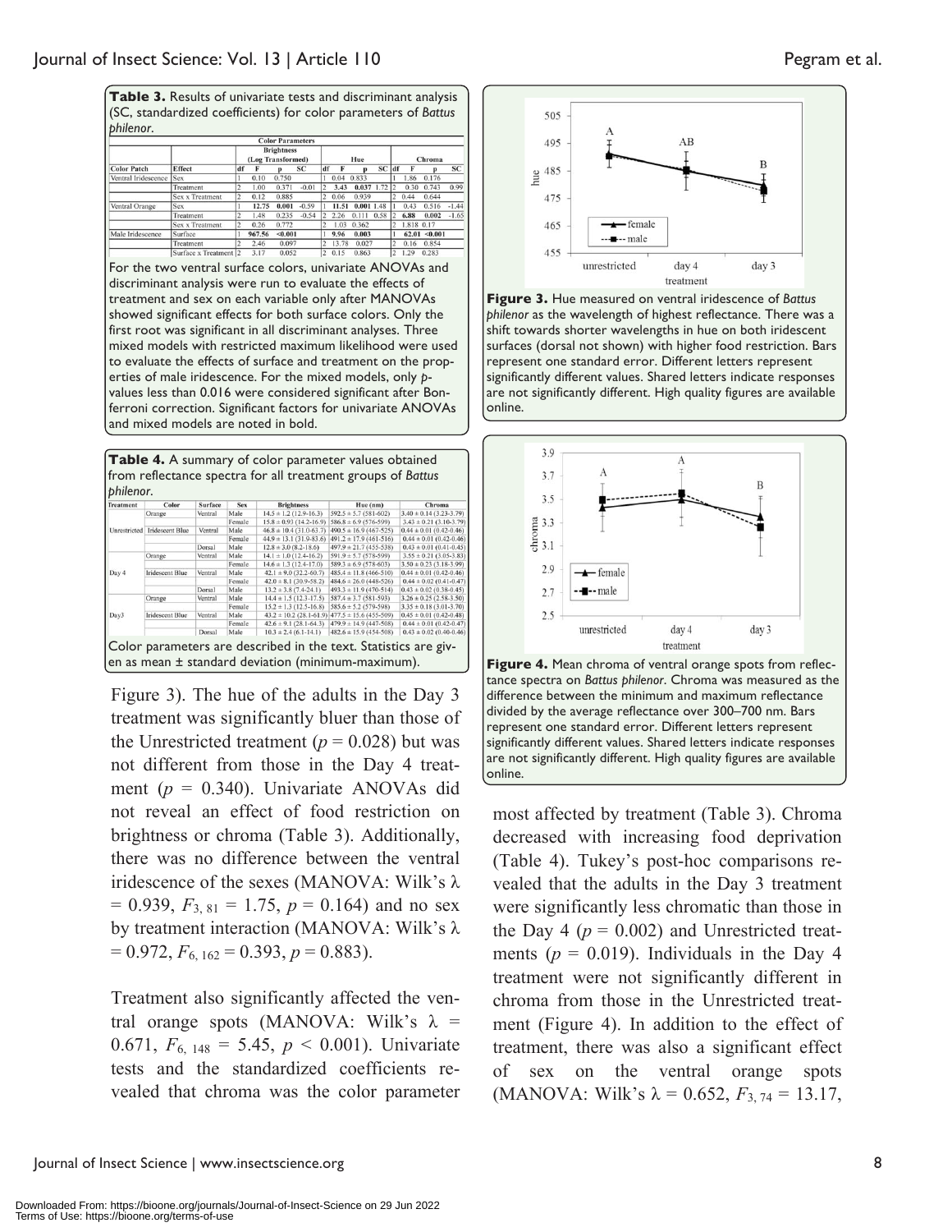**Table 3.** Results of univariate tests and discriminant analysis (SC, standardized coefficients) for color parameters of *Battus philenor*.

| | | Color Parameters | | | | | | | | | | | |
|---|---|---|---|---|---|---|---|---|---|---|---|---|---|
| | | Brightness (Log Transformed) | | | | Hue | | | | Chroma | | | |
| Color Patch | Effect | df | F | p | SC | df | F | p | SC | df | F | p | SC |
| Ventral Iridescence | Sex | 1 | 0.10 | 0.750 | | 1 | 0.04 | 0.833 | | 1 | 1.86 | 0.176 | |
| | Treatment | 2 | 1.00 | 0.371 | -0.01 | 2 | **3.43** | **0.037** | 1.72 | 2 | 0.30 | 0.743 | 0.99 |
| | Sex x Treatment | 2 | 0.12 | 0.885 | | 2 | 0.06 | 0.939 | | 2 | 0.44 | 0.644 | |
| Ventral Orange | Sex | 1 | **12.75** | **0.001** | -0.59 | 1 | **11.51** | **0.001** | 1.48 | 1 | 0.43 | 0.516 | -1.44 |
| | Treatment | 2 | 1.48 | 0.235 | -0.54 | 2 | 2.26 | 0.111 | 0.58 | 2 | **6.88** | **0.002** | -1.65 |
| | Sex x Treatment | 2 | 0.26 | 0.772 | | 2 | 1.03 | 0.362 | | 2 | 1.818 | 0.17 | |
| Male Iridescence | Surface | 1 | **967.56** | **<0.001** | | 1 | **9.96** | **0.003** | | 1 | **62.01** | **<0.001** | |
| | Treatment | 2 | 2.46 | 0.097 | | 2 | 13.78 | 0.027 | | 2 | 0.16 | 0.854 | |
| | Surface x Treatment | 2 | 3.17 | 0.052 | | 2 | 0.15 | 0.863 | | 2 | 1.29 | 0.283 | |

For the two ventral surface colors, univariate ANOVAs and discriminant analysis were run to evaluate the effects of treatment and sex on each variable only after MANOVAs showed significant effects for both surface colors. Only the first root was significant in all discriminant analyses. Three mixed models with restricted maximum likelihood were used to evaluate the effects of surface and treatment on the properties of male iridescence. For the mixed models, only *p*-values less than 0.016 were considered significant after Bonferroni correction. Significant factors for univariate ANOVAs and mixed models are noted in bold.

**Table 4.** A summary of color parameter values obtained from reflectance spectra for all treatment groups of *Battus philenor*.

| Treatment | Color | Surface | Sex | Brightness | Hue (nm) | Chroma |
|---|---|---|---|---|---|---|
| Unrestricted | Orange | Ventral | Male | 14.5 ± 1.2 (12.9-16.3) | 592.5 ± 5.7 (581-602) | 3.40 ± 0.14 (3.23-3.79) |
| | | | Female | 15.8 ± 0.93 (14.2-16.9) | 586.8 ± 6.9 (576-599) | 3.43 ± 0.21 (3.10-3.79) |
| | Iridescent Blue | Ventral | Male | 46.8 ± 10.4 (31.0-63.7) | 490.5 ± 16.9 (467-525) | 0.44 ± 0.01 (0.42-0.46) |
| | | | Female | 44.9 ± 13.1 (31.9-83.6) | 491.2 ± 17.9 (461-516) | 0.44 ± 0.01 (0.42-0.46) |
| | | Dorsal | Male | 12.8 ± 3.0 (8.2-18.6) | 497.9 ± 21.7 (455-538) | 0.43 ± 0.01 (0.41-0.45) |
| Day 4 | Orange | Ventral | Male | 14.1 ± 1.0 (12.4-16.2) | 591.9 ± 5.7 (578-599) | 3.55 ± 0.21 (3.05-3.83) |
| | | | Female | 14.6 ± 1.3 (12.4-17.0) | 589.3 ± 6.9 (578-603) | 3.50 ± 0.23 (3.18-3.99) |
| | Iridescent Blue | Ventral | Male | 42.1 ± 9.0 (32.2-60.7) | 485.4 ± 11.8 (466-510) | 0.44 ± 0.01 (0.42-0.46) |
| | | | Female | 42.0 ± 8.1 (30.9-58.2) | 484.6 ± 26.0 (448-526) | 0.44 ± 0.02 (0.41-0.47) |
| | | Dorsal | Male | 13.2 ± 3.8 (7.4-24.1) | 493.3 ± 11.9 (470-514) | 0.43 ± 0.02 (0.38-0.45) |
| Day3 | Orange | Ventral | Male | 14.4 ± 1.5 (12.3-17.5) | 587.4 ± 3.7 (581-593) | 3.26 ± 0.25 (2.58-3.50) |
| | | | Female | 15.2 ± 1.3 (12.5-16.8) | 585.6 ± 5.2 (579-598) | 3.35 ± 0.18 (3.01-3.70) |
| | Iridescent Blue | Ventral | Male | 43.2 ± 10.2 (28.1-61.9) | 477.5 ± 15.6 (455-509) | 0.45 ± 0.01 (0.42-0.48) |
| | | | Female | 42.6 ± 9.1 (28.1-64.3) | 479.9 ± 14.9 (447-508) | 0.44 ± 0.01 (0.42-0.47) |
| | | Dorsal | Male | 10.3 ± 2.4 (6.1-14.1) | 482.6 ± 15.9 (454-508) | 0.43 ± 0.02 (0.40-0.46) |

Color parameters are described in the text. Statistics are given as mean ± standard deviation (minimum-maximum).

Figure 3). The hue of the adults in the Day 3 treatment was significantly bluer than those of the Unrestricted treatment ($p = 0.028$) but was not different from those in the Day 4 treatment ($p = 0.340$). Univariate ANOVAs did not reveal an effect of food restriction on brightness or chroma (Table 3). Additionally, there was no difference between the ventral iridescence of the sexes (MANOVA: Wilk's $\lambda = 0.939$, $F_{3, 81} = 1.75$, $p = 0.164$) and no sex by treatment interaction (MANOVA: Wilk's $\lambda = 0.972$, $F_{6, 162} = 0.393$, $p = 0.883$).

Treatment also significantly affected the ventral orange spots (MANOVA: Wilk's $\lambda = 0.671$, $F_{6, 148} = 5.45$, $p < 0.001$). Univariate tests and the standardized coefficients revealed that chroma was the color parameter most affected by treatment (Table 3). Chroma decreased with increasing food deprivation (Table 4). Tukey's post-hoc comparisons revealed that the adults in the Day 3 treatment were significantly less chromatic than those in the Day 4 ($p = 0.002$) and Unrestricted treatments ($p = 0.019$). Individuals in the Day 4 treatment were not significantly different in chroma from those in the Unrestricted treatment (Figure 4). In addition to the effect of treatment, there was also a significant effect of sex on the ventral orange spots (MANOVA: Wilk's $\lambda = 0.652$, $F_{3, 74} = 13.17$,

**Figure 3.** Hue measured on ventral iridescence of *Battus philenor* as the wavelength of highest reflectance. There was a shift towards shorter wavelengths in hue on both iridescent surfaces (dorsal not shown) with higher food restriction. Bars represent one standard error. Different letters represent significantly different values. Shared letters indicate responses are not significantly different. High quality figures are available online.

**Figure 4.** Mean chroma of ventral orange spots from reflectance spectra on *Battus philenor*. Chroma was measured as the difference between the minimum and maximum reflectance divided by the average reflectance over 300–700 nm. Bars represent one standard error. Different letters represent significantly different values. Shared letters indicate responses are not significantly different. High quality figures are available online.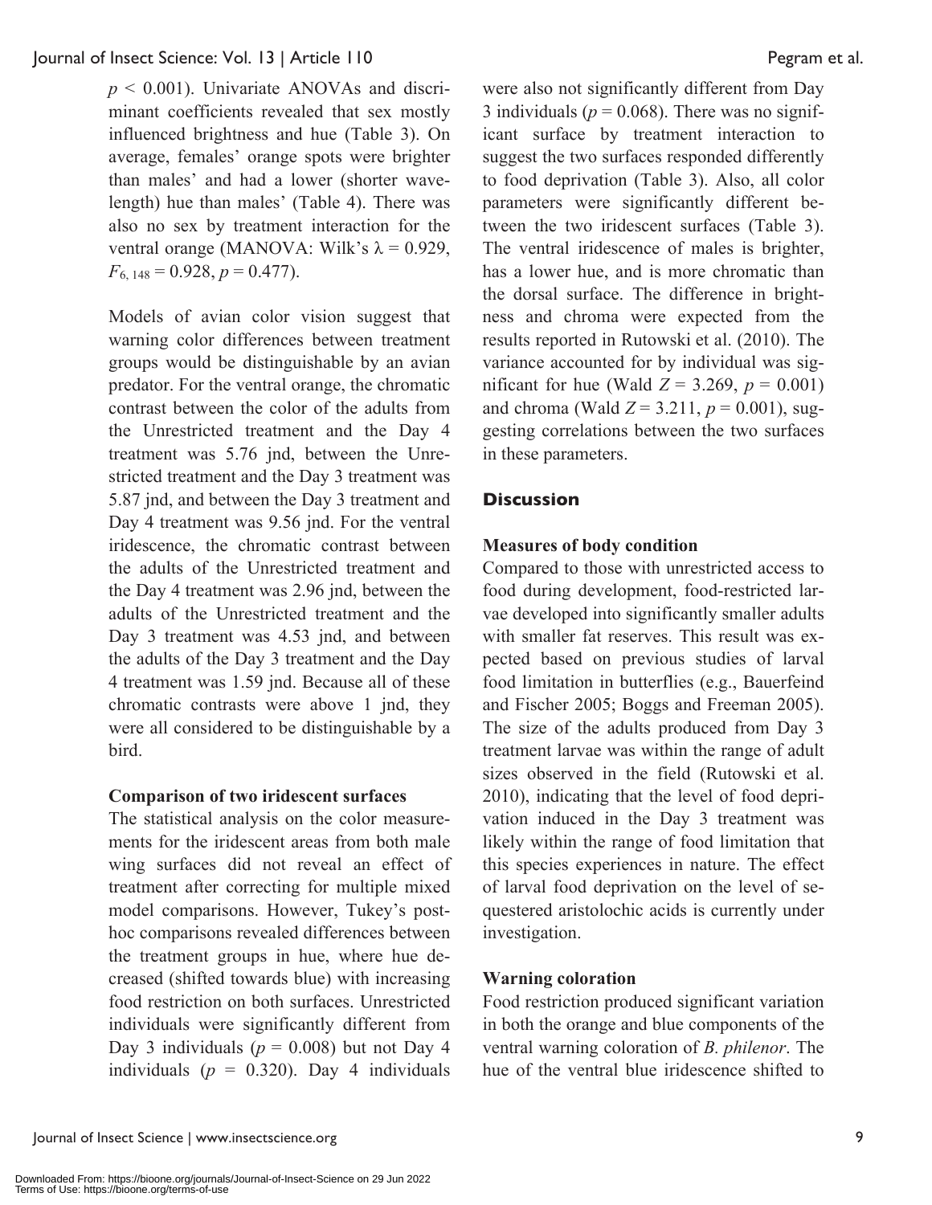$p < 0.001$). Univariate ANOVAs and discriminant coefficients revealed that sex mostly influenced brightness and hue (Table 3). On average, females' orange spots were brighter than males' and had a lower (shorter wavelength) hue than males' (Table 4). There was also no sex by treatment interaction for the ventral orange (MANOVA: Wilk's $\lambda = 0.929$, $F_{6, 148} = 0.928$, $p = 0.477$).

Models of avian color vision suggest that warning color differences between treatment groups would be distinguishable by an avian predator. For the ventral orange, the chromatic contrast between the color of the adults from the Unrestricted treatment and the Day 4 treatment was 5.76 jnd, between the Unrestricted treatment and the Day 3 treatment was 5.87 jnd, and between the Day 3 treatment and Day 4 treatment was 9.56 jnd. For the ventral iridescence, the chromatic contrast between the adults of the Unrestricted treatment and the Day 4 treatment was 2.96 jnd, between the adults of the Unrestricted treatment and the Day 3 treatment was 4.53 jnd, and between the adults of the Day 3 treatment and the Day 4 treatment was 1.59 jnd. Because all of these chromatic contrasts were above 1 jnd, they were all considered to be distinguishable by a bird.

### Comparison of two iridescent surfaces

The statistical analysis on the color measurements for the iridescent areas from both male wing surfaces did not reveal an effect of treatment after correcting for multiple mixed model comparisons. However, Tukey's post-hoc comparisons revealed differences between the treatment groups in hue, where hue decreased (shifted towards blue) with increasing food restriction on both surfaces. Unrestricted individuals were significantly different from Day 3 individuals ($p = 0.008$) but not Day 4 individuals ($p = 0.320$). Day 4 individuals were also not significantly different from Day 3 individuals ($p = 0.068$). There was no significant surface by treatment interaction to suggest the two surfaces responded differently to food deprivation (Table 3). Also, all color parameters were significantly different between the two iridescent surfaces (Table 3). The ventral iridescence of males is brighter, has a lower hue, and is more chromatic than the dorsal surface. The difference in brightness and chroma were expected from the results reported in Rutowski et al. (2010). The variance accounted for by individual was significant for hue (Wald $Z = 3.269$, $p = 0.001$) and chroma (Wald $Z = 3.211$, $p = 0.001$), suggesting correlations between the two surfaces in these parameters.

## Discussion

### Measures of body condition

Compared to those with unrestricted access to food during development, food-restricted larvae developed into significantly smaller adults with smaller fat reserves. This result was expected based on previous studies of larval food limitation in butterflies (e.g., Bauerfeind and Fischer 2005; Boggs and Freeman 2005). The size of the adults produced from Day 3 treatment larvae was within the range of adult sizes observed in the field (Rutowski et al. 2010), indicating that the level of food deprivation induced in the Day 3 treatment was likely within the range of food limitation that this species experiences in nature. The effect of larval food deprivation on the level of sequestered aristolochic acids is currently under investigation.

### Warning coloration

Food restriction produced significant variation in both the orange and blue components of the ventral warning coloration of *B. philenor*. The hue of the ventral blue iridescence shifted to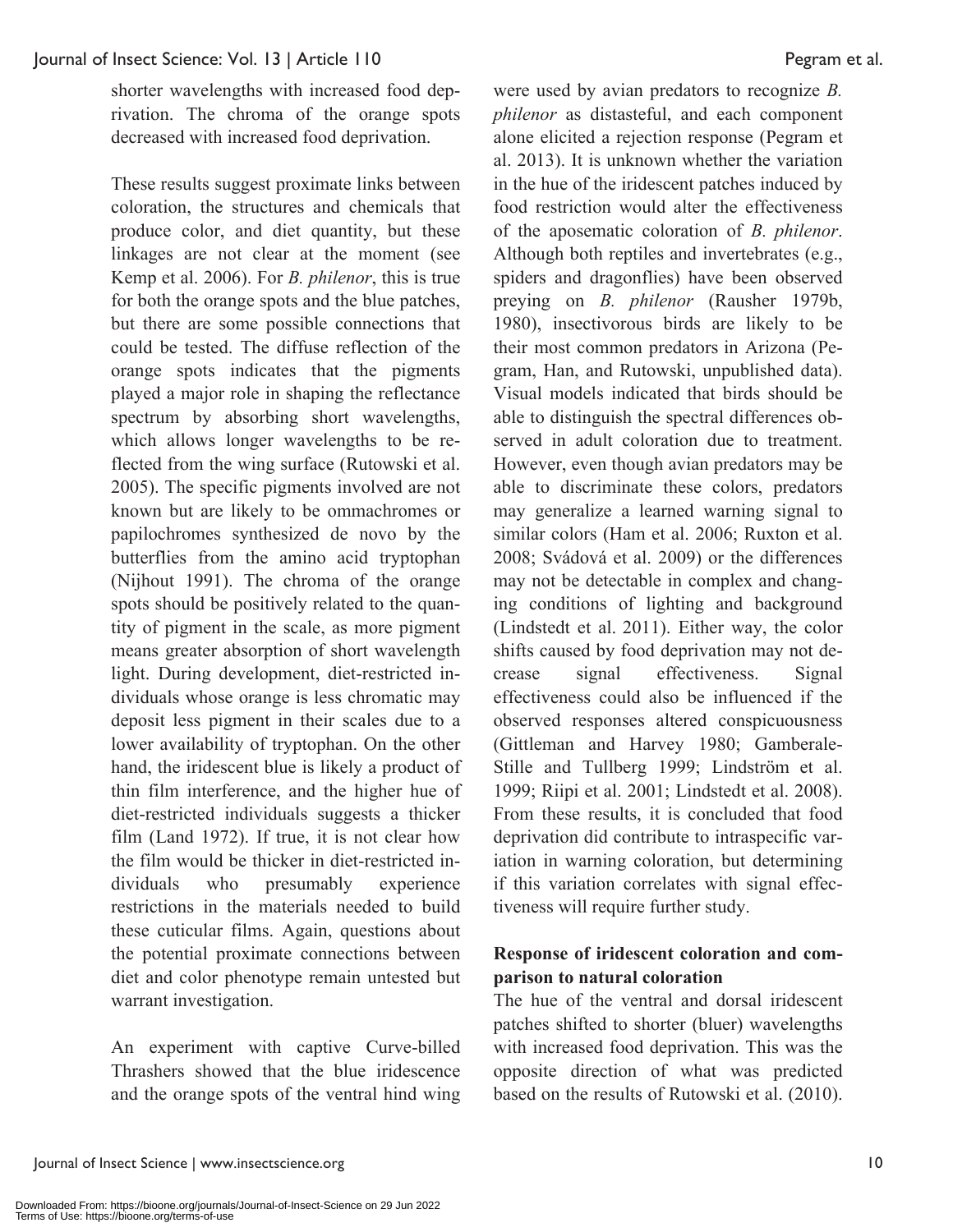shorter wavelengths with increased food deprivation. The chroma of the orange spots decreased with increased food deprivation.

These results suggest proximate links between coloration, the structures and chemicals that produce color, and diet quantity, but these linkages are not clear at the moment (see Kemp et al. 2006). For *B. philenor*, this is true for both the orange spots and the blue patches, but there are some possible connections that could be tested. The diffuse reflection of the orange spots indicates that the pigments played a major role in shaping the reflectance spectrum by absorbing short wavelengths, which allows longer wavelengths to be reflected from the wing surface (Rutowski et al. 2005). The specific pigments involved are not known but are likely to be ommachromes or papilochromes synthesized de novo by the butterflies from the amino acid tryptophan (Nijhout 1991). The chroma of the orange spots should be positively related to the quantity of pigment in the scale, as more pigment means greater absorption of short wavelength light. During development, diet-restricted individuals whose orange is less chromatic may deposit less pigment in their scales due to a lower availability of tryptophan. On the other hand, the iridescent blue is likely a product of thin film interference, and the higher hue of diet-restricted individuals suggests a thicker film (Land 1972). If true, it is not clear how the film would be thicker in diet-restricted individuals who presumably experience restrictions in the materials needed to build these cuticular films. Again, questions about the potential proximate connections between diet and color phenotype remain untested but warrant investigation.

An experiment with captive Curve-billed Thrashers showed that the blue iridescence and the orange spots of the ventral hind wing were used by avian predators to recognize *B. philenor* as distasteful, and each component alone elicited a rejection response (Pegram et al. 2013). It is unknown whether the variation in the hue of the iridescent patches induced by food restriction would alter the effectiveness of the aposematic coloration of *B. philenor*. Although both reptiles and invertebrates (e.g., spiders and dragonflies) have been observed preying on *B. philenor* (Rausher 1979b, 1980), insectivorous birds are likely to be their most common predators in Arizona (Pegram, Han, and Rutowski, unpublished data). Visual models indicated that birds should be able to distinguish the spectral differences observed in adult coloration due to treatment. However, even though avian predators may be able to discriminate these colors, predators may generalize a learned warning signal to similar colors (Ham et al. 2006; Ruxton et al. 2008; Svádová et al. 2009) or the differences may not be detectable in complex and changing conditions of lighting and background (Lindstedt et al. 2011). Either way, the color shifts caused by food deprivation may not decrease signal effectiveness. Signal effectiveness could also be influenced if the observed responses altered conspicuousness (Gittleman and Harvey 1980; Gamberale-Stille and Tullberg 1999; Lindström et al. 1999; Riipi et al. 2001; Lindstedt et al. 2008). From these results, it is concluded that food deprivation did contribute to intraspecific variation in warning coloration, but determining if this variation correlates with signal effectiveness will require further study.

### Response of iridescent coloration and comparison to natural coloration

The hue of the ventral and dorsal iridescent patches shifted to shorter (bluer) wavelengths with increased food deprivation. This was the opposite direction of what was predicted based on the results of Rutowski et al. (2010).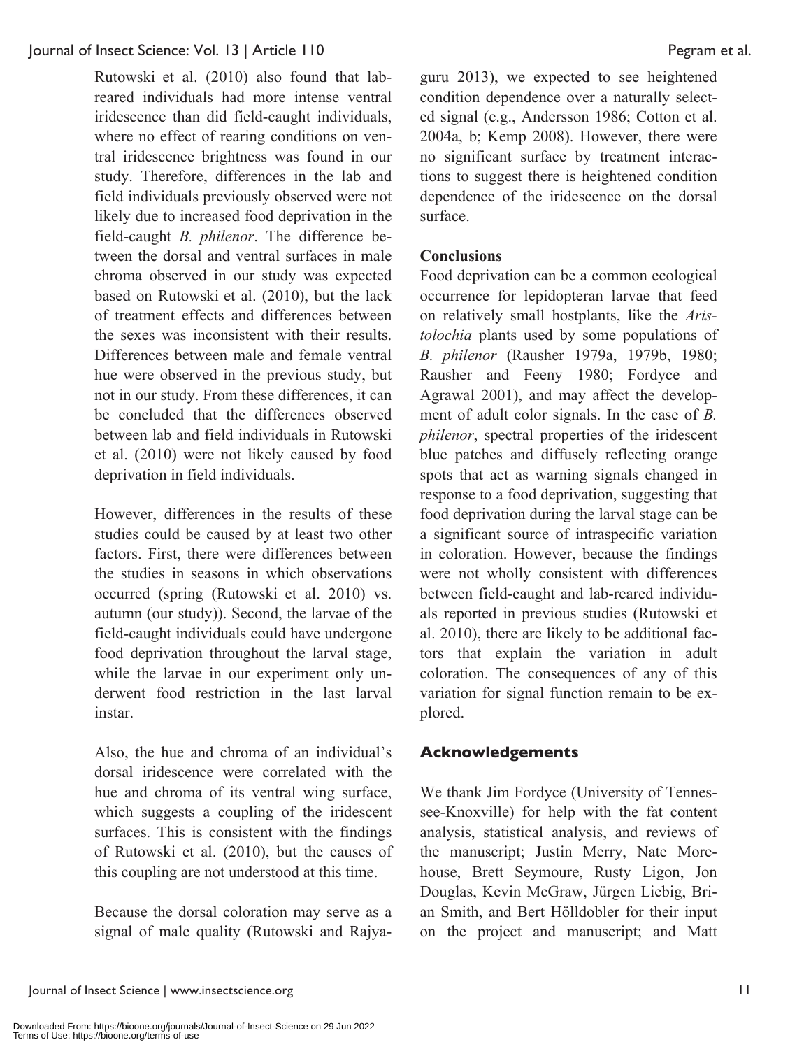Rutowski et al. (2010) also found that lab-reared individuals had more intense ventral iridescence than did field-caught individuals, where no effect of rearing conditions on ventral iridescence brightness was found in our study. Therefore, differences in the lab and field individuals previously observed were not likely due to increased food deprivation in the field-caught *B. philenor*. The difference between the dorsal and ventral surfaces in male chroma observed in our study was expected based on Rutowski et al. (2010), but the lack of treatment effects and differences between the sexes was inconsistent with their results. Differences between male and female ventral hue were observed in the previous study, but not in our study. From these differences, it can be concluded that the differences observed between lab and field individuals in Rutowski et al. (2010) were not likely caused by food deprivation in field individuals.

However, differences in the results of these studies could be caused by at least two other factors. First, there were differences between the studies in seasons in which observations occurred (spring (Rutowski et al. 2010) vs. autumn (our study)). Second, the larvae of the field-caught individuals could have undergone food deprivation throughout the larval stage, while the larvae in our experiment only underwent food restriction in the last larval instar.

Also, the hue and chroma of an individual's dorsal iridescence were correlated with the hue and chroma of its ventral wing surface, which suggests a coupling of the iridescent surfaces. This is consistent with the findings of Rutowski et al. (2010), but the causes of this coupling are not understood at this time.

Because the dorsal coloration may serve as a signal of male quality (Rutowski and Rajyaguru 2013), we expected to see heightened condition dependence over a naturally selected signal (e.g., Andersson 1986; Cotton et al. 2004a, b; Kemp 2008). However, there were no significant surface by treatment interactions to suggest there is heightened condition dependence of the iridescence on the dorsal surface.

**Conclusions**

Food deprivation can be a common ecological occurrence for lepidopteran larvae that feed on relatively small hostplants, like the *Aristolochia* plants used by some populations of *B. philenor* (Rausher 1979a, 1979b, 1980; Rausher and Feeny 1980; Fordyce and Agrawal 2001), and may affect the development of adult color signals. In the case of *B. philenor*, spectral properties of the iridescent blue patches and diffusely reflecting orange spots that act as warning signals changed in response to a food deprivation, suggesting that food deprivation during the larval stage can be a significant source of intraspecific variation in coloration. However, because the findings were not wholly consistent with differences between field-caught and lab-reared individuals reported in previous studies (Rutowski et al. 2010), there are likely to be additional factors that explain the variation in adult coloration. The consequences of any of this variation for signal function remain to be explored.

## Acknowledgements

We thank Jim Fordyce (University of Tennessee-Knoxville) for help with the fat content analysis, statistical analysis, and reviews of the manuscript; Justin Merry, Nate Morehouse, Brett Seymoure, Rusty Ligon, Jon Douglas, Kevin McGraw, Jürgen Liebig, Brian Smith, and Bert Hölldobler for their input on the project and manuscript; and Matt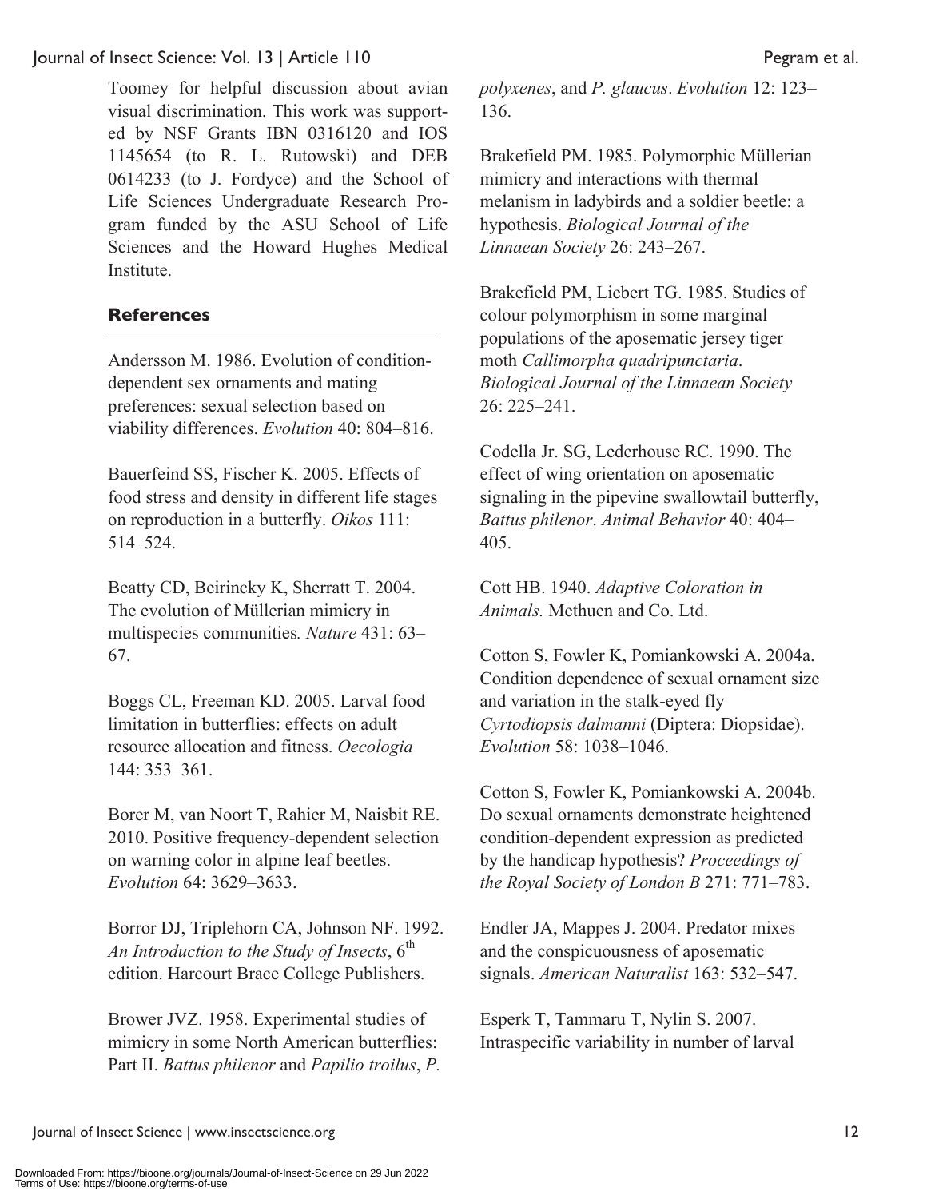Toomey for helpful discussion about avian visual discrimination. This work was supported by NSF Grants IBN 0316120 and IOS 1145654 (to R. L. Rutowski) and DEB 0614233 (to J. Fordyce) and the School of Life Sciences Undergraduate Research Program funded by the ASU School of Life Sciences and the Howard Hughes Medical Institute.

## References

Andersson M. 1986. Evolution of condition-dependent sex ornaments and mating preferences: sexual selection based on viability differences. *Evolution* 40: 804–816.

Bauerfeind SS, Fischer K. 2005. Effects of food stress and density in different life stages on reproduction in a butterfly. *Oikos* 111: 514–524.

Beatty CD, Beirincky K, Sherratt T. 2004. The evolution of Müllerian mimicry in multispecies communities*. Nature* 431: 63–67.

Boggs CL, Freeman KD. 2005. Larval food limitation in butterflies: effects on adult resource allocation and fitness. *Oecologia* 144: 353–361.

Borer M, van Noort T, Rahier M, Naisbit RE. 2010. Positive frequency-dependent selection on warning color in alpine leaf beetles. *Evolution* 64: 3629–3633.

Borror DJ, Triplehorn CA, Johnson NF. 1992. *An Introduction to the Study of Insects*, 6th edition. Harcourt Brace College Publishers.

Brower JVZ. 1958. Experimental studies of mimicry in some North American butterflies: Part II. *Battus philenor* and *Papilio troilus*, *P. polyxenes*, and *P. glaucus*. *Evolution* 12: 123–136.

Brakefield PM. 1985. Polymorphic Müllerian mimicry and interactions with thermal melanism in ladybirds and a soldier beetle: a hypothesis. *Biological Journal of the Linnaean Society* 26: 243–267.

Brakefield PM, Liebert TG. 1985. Studies of colour polymorphism in some marginal populations of the aposematic jersey tiger moth *Callimorpha quadripunctaria*. *Biological Journal of the Linnaean Society* 26: 225–241.

Codella Jr. SG, Lederhouse RC. 1990. The effect of wing orientation on aposematic signaling in the pipevine swallowtail butterfly, *Battus philenor*. *Animal Behavior* 40: 404–405.

Cott HB. 1940. *Adaptive Coloration in Animals.* Methuen and Co. Ltd.

Cotton S, Fowler K, Pomiankowski A. 2004a. Condition dependence of sexual ornament size and variation in the stalk-eyed fly *Cyrtodiopsis dalmanni* (Diptera: Diopsidae). *Evolution* 58: 1038–1046.

Cotton S, Fowler K, Pomiankowski A. 2004b. Do sexual ornaments demonstrate heightened condition-dependent expression as predicted by the handicap hypothesis? *Proceedings of the Royal Society of London B* 271: 771–783.

Endler JA, Mappes J. 2004. Predator mixes and the conspicuousness of aposematic signals. *American Naturalist* 163: 532–547.

Esperk T, Tammaru T, Nylin S. 2007. Intraspecific variability in number of larval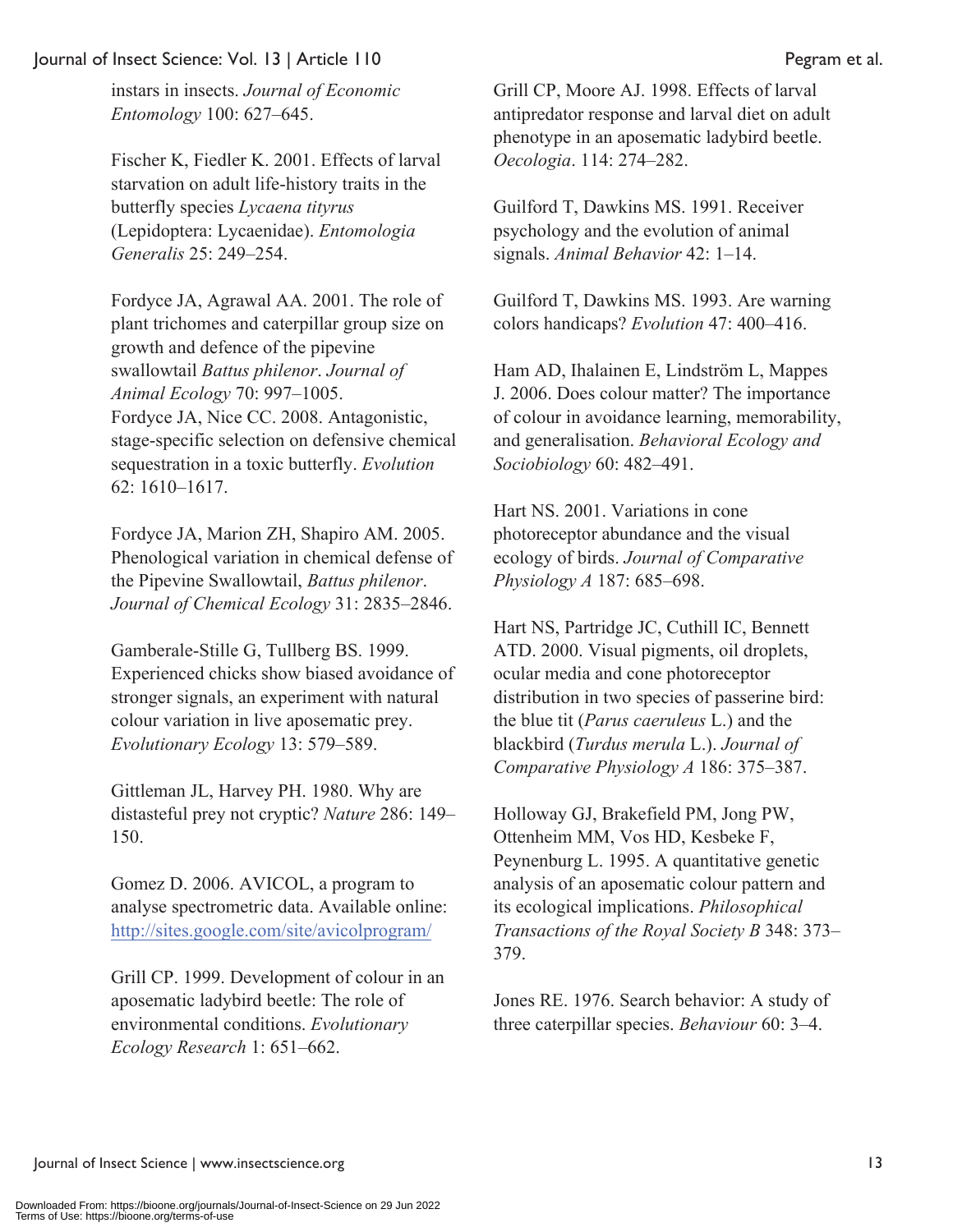instars in insects. *Journal of Economic Entomology* 100: 627–645.

Fischer K, Fiedler K. 2001. Effects of larval starvation on adult life-history traits in the butterfly species *Lycaena tityrus* (Lepidoptera: Lycaenidae). *Entomologia Generalis* 25: 249–254.

Fordyce JA, Agrawal AA. 2001. The role of plant trichomes and caterpillar group size on growth and defence of the pipevine swallowtail *Battus philenor*. *Journal of Animal Ecology* 70: 997–1005.

Fordyce JA, Nice CC. 2008. Antagonistic, stage-specific selection on defensive chemical sequestration in a toxic butterfly. *Evolution* 62: 1610–1617.

Fordyce JA, Marion ZH, Shapiro AM. 2005. Phenological variation in chemical defense of the Pipevine Swallowtail, *Battus philenor*. *Journal of Chemical Ecology* 31: 2835–2846.

Gamberale-Stille G, Tullberg BS. 1999. Experienced chicks show biased avoidance of stronger signals, an experiment with natural colour variation in live aposematic prey. *Evolutionary Ecology* 13: 579–589.

Gittleman JL, Harvey PH. 1980. Why are distasteful prey not cryptic? *Nature* 286: 149–150.

Gomez D. 2006. AVICOL, a program to analyse spectrometric data. Available online: http://sites.google.com/site/avicolprogram/

Grill CP. 1999. Development of colour in an aposematic ladybird beetle: The role of environmental conditions. *Evolutionary Ecology Research* 1: 651–662.

Grill CP, Moore AJ. 1998. Effects of larval antipredator response and larval diet on adult phenotype in an aposematic ladybird beetle. *Oecologia*. 114: 274–282.

Guilford T, Dawkins MS. 1991. Receiver psychology and the evolution of animal signals. *Animal Behavior* 42: 1–14.

Guilford T, Dawkins MS. 1993. Are warning colors handicaps? *Evolution* 47: 400–416.

Ham AD, Ihalainen E, Lindström L, Mappes J. 2006. Does colour matter? The importance of colour in avoidance learning, memorability, and generalisation. *Behavioral Ecology and Sociobiology* 60: 482–491.

Hart NS. 2001. Variations in cone photoreceptor abundance and the visual ecology of birds. *Journal of Comparative Physiology A* 187: 685–698.

Hart NS, Partridge JC, Cuthill IC, Bennett ATD. 2000. Visual pigments, oil droplets, ocular media and cone photoreceptor distribution in two species of passerine bird: the blue tit (*Parus caeruleus* L.) and the blackbird (*Turdus merula* L.). *Journal of Comparative Physiology A* 186: 375–387.

Holloway GJ, Brakefield PM, Jong PW, Ottenheim MM, Vos HD, Kesbeke F, Peynenburg L. 1995. A quantitative genetic analysis of an aposematic colour pattern and its ecological implications. *Philosophical Transactions of the Royal Society B* 348: 373–379.

Jones RE. 1976. Search behavior: A study of three caterpillar species. *Behaviour* 60: 3–4.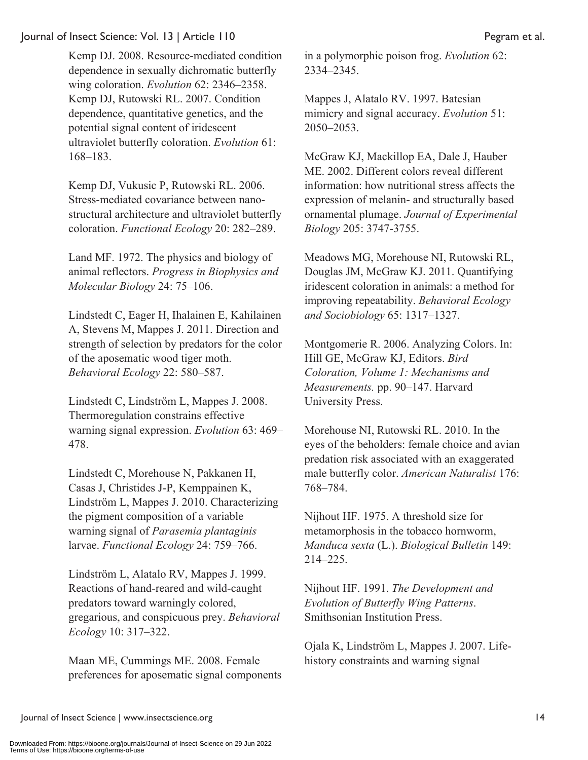Kemp DJ. 2008. Resource-mediated condition dependence in sexually dichromatic butterfly wing coloration. *Evolution* 62: 2346–2358.

Kemp DJ, Rutowski RL. 2007. Condition dependence, quantitative genetics, and the potential signal content of iridescent ultraviolet butterfly coloration. *Evolution* 61: 168–183.

Kemp DJ, Vukusic P, Rutowski RL. 2006. Stress-mediated covariance between nano-structural architecture and ultraviolet butterfly coloration. *Functional Ecology* 20: 282–289.

Land MF. 1972. The physics and biology of animal reflectors. *Progress in Biophysics and Molecular Biology* 24: 75–106.

Lindstedt C, Eager H, Ihalainen E, Kahilainen A, Stevens M, Mappes J. 2011. Direction and strength of selection by predators for the color of the aposematic wood tiger moth. *Behavioral Ecology* 22: 580–587.

Lindstedt C, Lindström L, Mappes J. 2008. Thermoregulation constrains effective warning signal expression. *Evolution* 63: 469–478.

Lindstedt C, Morehouse N, Pakkanen H, Casas J, Christides J-P, Kemppainen K, Lindström L, Mappes J. 2010. Characterizing the pigment composition of a variable warning signal of *Parasemia plantaginis* larvae. *Functional Ecology* 24: 759–766.

Lindström L, Alatalo RV, Mappes J. 1999. Reactions of hand-reared and wild-caught predators toward warningly colored, gregarious, and conspicuous prey. *Behavioral Ecology* 10: 317–322.

Maan ME, Cummings ME. 2008. Female preferences for aposematic signal components in a polymorphic poison frog. *Evolution* 62: 2334–2345.

Mappes J, Alatalo RV. 1997. Batesian mimicry and signal accuracy. *Evolution* 51: 2050–2053.

McGraw KJ, Mackillop EA, Dale J, Hauber ME. 2002. Different colors reveal different information: how nutritional stress affects the expression of melanin- and structurally based ornamental plumage. *Journal of Experimental Biology* 205: 3747-3755.

Meadows MG, Morehouse NI, Rutowski RL, Douglas JM, McGraw KJ. 2011. Quantifying iridescent coloration in animals: a method for improving repeatability. *Behavioral Ecology and Sociobiology* 65: 1317–1327.

Montgomerie R. 2006. Analyzing Colors. In: Hill GE, McGraw KJ, Editors. *Bird Coloration, Volume 1: Mechanisms and Measurements.* pp. 90–147. Harvard University Press.

Morehouse NI, Rutowski RL. 2010. In the eyes of the beholders: female choice and avian predation risk associated with an exaggerated male butterfly color. *American Naturalist* 176: 768–784.

Nijhout HF. 1975. A threshold size for metamorphosis in the tobacco hornworm, *Manduca sexta* (L.). *Biological Bulletin* 149: 214–225.

Nijhout HF. 1991. *The Development and Evolution of Butterfly Wing Patterns*. Smithsonian Institution Press.

Ojala K, Lindström L, Mappes J. 2007. Life-history constraints and warning signal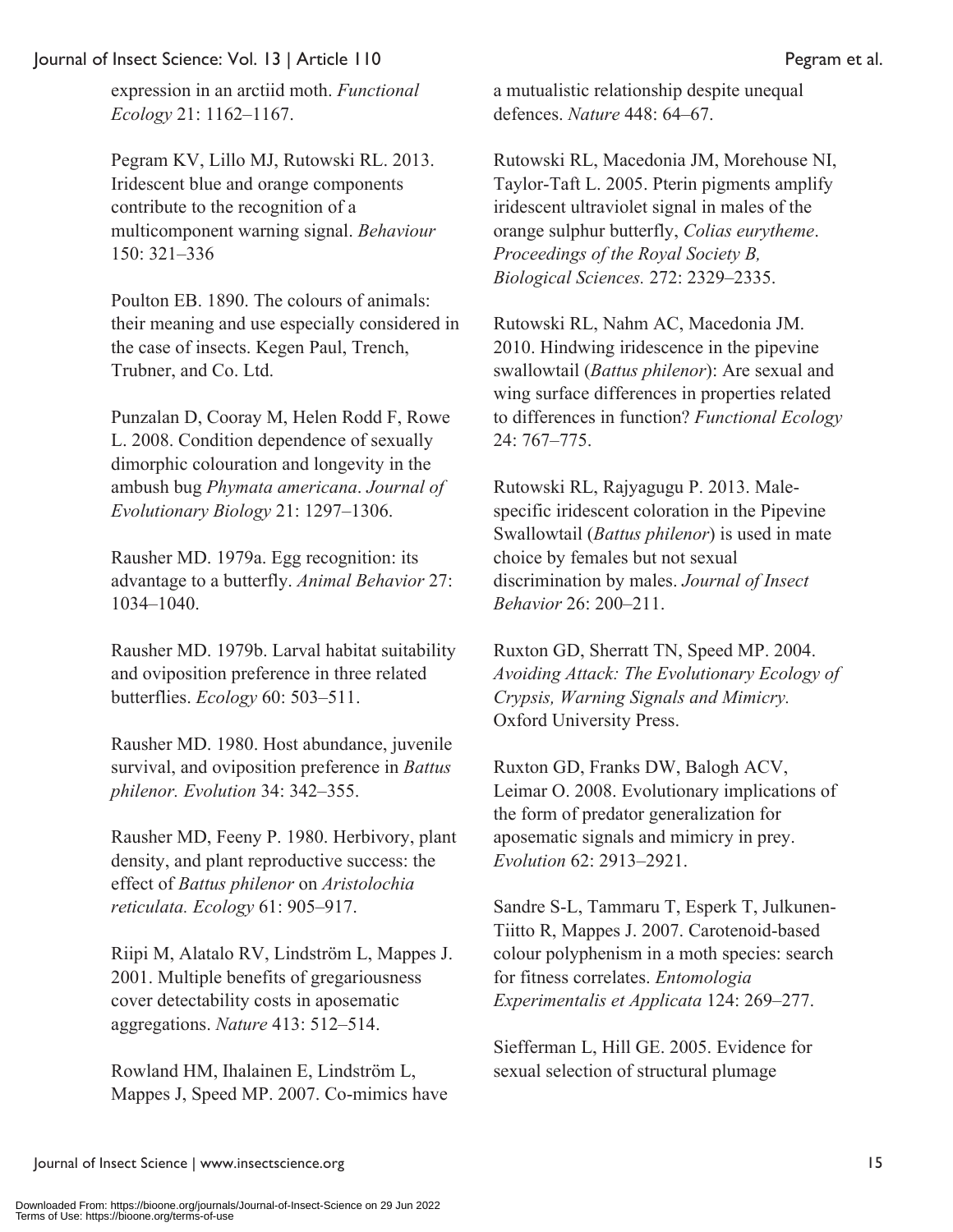expression in an arctiid moth. *Functional Ecology* 21: 1162–1167.

Pegram KV, Lillo MJ, Rutowski RL. 2013. Iridescent blue and orange components contribute to the recognition of a multicomponent warning signal. *Behaviour* 150: 321–336

Poulton EB. 1890. The colours of animals: their meaning and use especially considered in the case of insects. Kegen Paul, Trench, Trubner, and Co. Ltd.

Punzalan D, Cooray M, Helen Rodd F, Rowe L. 2008. Condition dependence of sexually dimorphic colouration and longevity in the ambush bug *Phymata americana*. *Journal of Evolutionary Biology* 21: 1297–1306.

Rausher MD. 1979a. Egg recognition: its advantage to a butterfly. *Animal Behavior* 27: 1034–1040.

Rausher MD. 1979b. Larval habitat suitability and oviposition preference in three related butterflies. *Ecology* 60: 503–511.

Rausher MD. 1980. Host abundance, juvenile survival, and oviposition preference in *Battus philenor. Evolution* 34: 342–355.

Rausher MD, Feeny P. 1980. Herbivory, plant density, and plant reproductive success: the effect of *Battus philenor* on *Aristolochia reticulata. Ecology* 61: 905–917.

Riipi M, Alatalo RV, Lindström L, Mappes J. 2001. Multiple benefits of gregariousness cover detectability costs in aposematic aggregations. *Nature* 413: 512–514.

Rowland HM, Ihalainen E, Lindström L, Mappes J, Speed MP. 2007. Co-mimics have a mutualistic relationship despite unequal defences. *Nature* 448: 64–67.

Rutowski RL, Macedonia JM, Morehouse NI, Taylor-Taft L. 2005. Pterin pigments amplify iridescent ultraviolet signal in males of the orange sulphur butterfly, *Colias eurytheme*. *Proceedings of the Royal Society B, Biological Sciences.* 272: 2329–2335.

Rutowski RL, Nahm AC, Macedonia JM. 2010. Hindwing iridescence in the pipevine swallowtail (*Battus philenor*): Are sexual and wing surface differences in properties related to differences in function? *Functional Ecology* 24: 767–775.

Rutowski RL, Rajyagugu P. 2013. Male-specific iridescent coloration in the Pipevine Swallowtail (*Battus philenor*) is used in mate choice by females but not sexual discrimination by males. *Journal of Insect Behavior* 26: 200–211.

Ruxton GD, Sherratt TN, Speed MP. 2004. *Avoiding Attack: The Evolutionary Ecology of Crypsis, Warning Signals and Mimicry.* Oxford University Press.

Ruxton GD, Franks DW, Balogh ACV, Leimar O. 2008. Evolutionary implications of the form of predator generalization for aposematic signals and mimicry in prey. *Evolution* 62: 2913–2921.

Sandre S-L, Tammaru T, Esperk T, Julkunen-Tiitto R, Mappes J. 2007. Carotenoid-based colour polyphenism in a moth species: search for fitness correlates. *Entomologia Experimentalis et Applicata* 124: 269–277.

Siefferman L, Hill GE. 2005. Evidence for sexual selection of structural plumage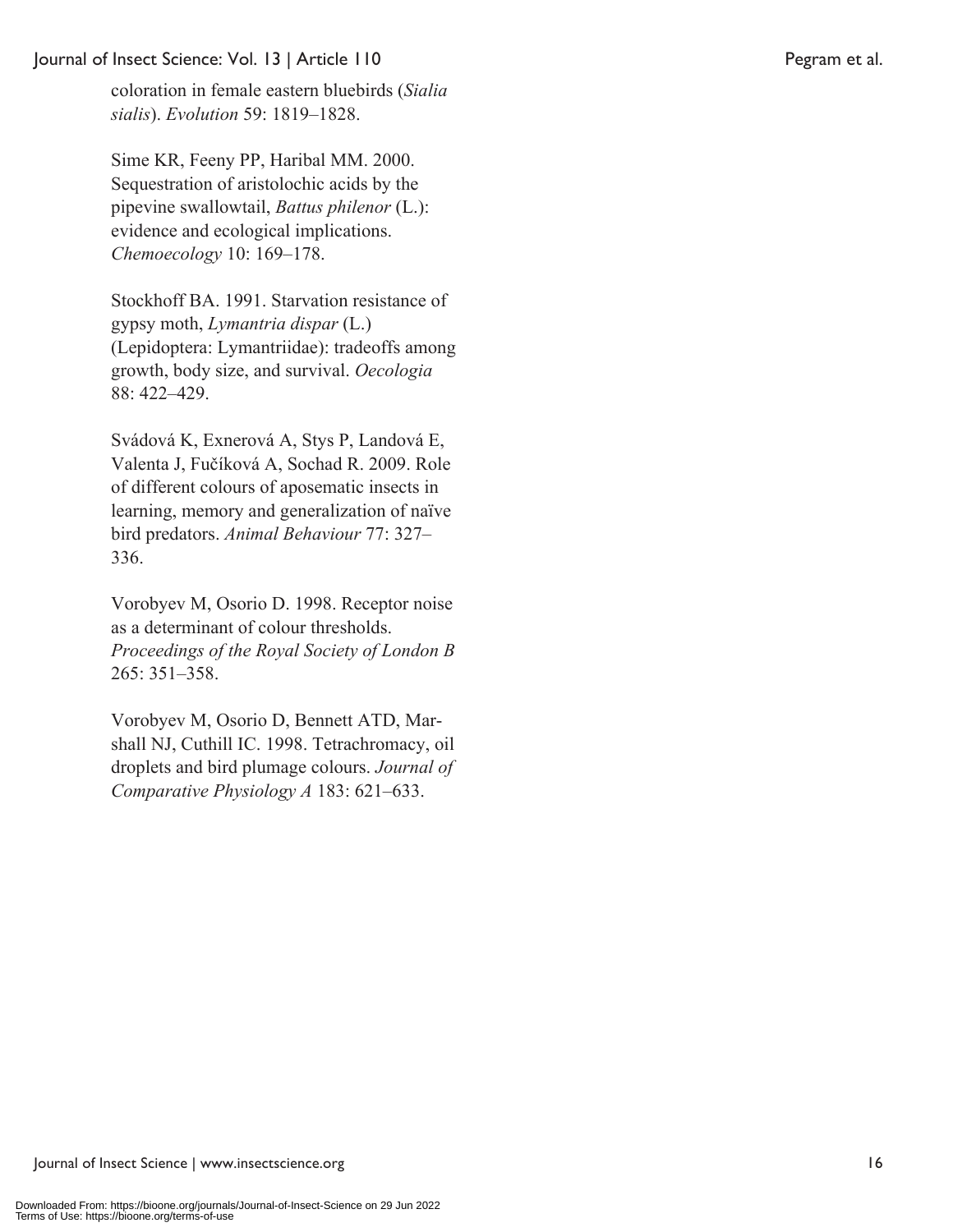coloration in female eastern bluebirds (*Sialia sialis*). *Evolution* 59: 1819–1828.

Sime KR, Feeny PP, Haribal MM. 2000. Sequestration of aristolochic acids by the pipevine swallowtail, *Battus philenor* (L.): evidence and ecological implications. *Chemoecology* 10: 169–178.

Stockhoff BA. 1991. Starvation resistance of gypsy moth, *Lymantria dispar* (L.) (Lepidoptera: Lymantriidae): tradeoffs among growth, body size, and survival. *Oecologia* 88: 422–429.

Svádová K, Exnerová A, Stys P, Landová E, Valenta J, Fučíková A, Sochad R. 2009. Role of different colours of aposematic insects in learning, memory and generalization of naïve bird predators. *Animal Behaviour* 77: 327–336.

Vorobyev M, Osorio D. 1998. Receptor noise as a determinant of colour thresholds. *Proceedings of the Royal Society of London B* 265: 351–358.

Vorobyev M, Osorio D, Bennett ATD, Marshall NJ, Cuthill IC. 1998. Tetrachromacy, oil droplets and bird plumage colours. *Journal of Comparative Physiology A* 183: 621–633.